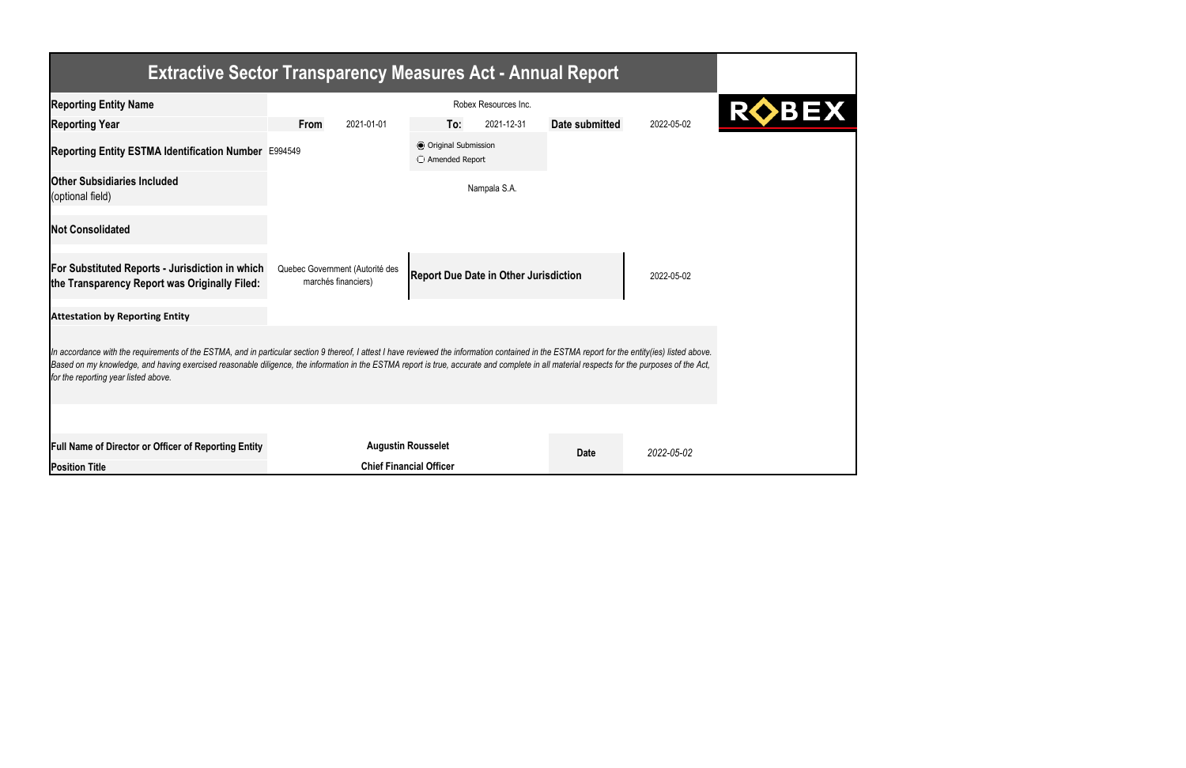# Extractive Sector Transparency Measures Act - Annual Report

| | | | | | | |
|---|---|---|---|---|---|---|
| **Reporting Entity Name** | Robex Resources Inc. | | | | | |
| **Reporting Year** | **From** | 2021-01-01 | **To:** | 2021-12-31 | **Date submitted** | 2022-05-02 |
| **Reporting Entity ESTMA Identification Number** | E994549 | | ◉ Original Submission<br>○ Amended Report | | | |
| **Other Subsidiaries Included** (optional field) | Nampala S.A. | | | | | |
| **Not Consolidated** | | | | | | |
| **For Substituted Reports - Jurisdiction in which the Transparency Report was Originally Filed:** | Quebec Government (Autorité des marchés financiers) | | **Report Due Date in Other Jurisdiction** | | | 2022-05-02 |

**Attestation by Reporting Entity**

*In accordance with the requirements of the ESTMA, and in particular section 9 thereof, I attest I have reviewed the information contained in the ESTMA report for the entity(ies) listed above. Based on my knowledge, and having exercised reasonable diligence, the information in the ESTMA report is true, accurate and complete in all material respects for the purposes of the Act, for the reporting year listed above.*

| | | | |
|---|---|---|---|
| **Full Name of Director or Officer of Reporting Entity** | **Augustin Rousselet** | **Date** | *2022-05-02* |
| **Position Title** | **Chief Financial Officer** | | |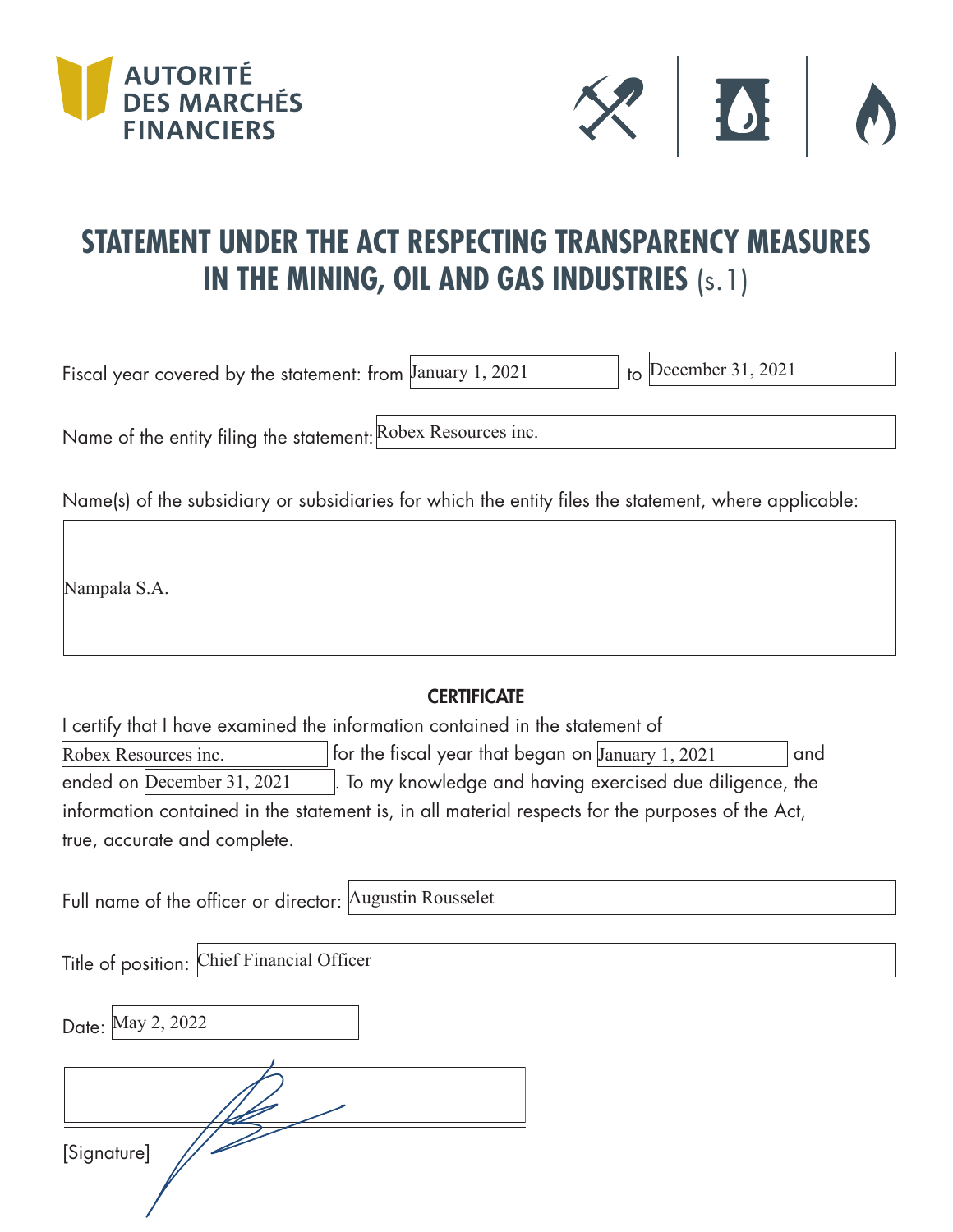AUTORITÉ DES MARCHÉS FINANCIERS

# STATEMENT UNDER THE ACT RESPECTING TRANSPARENCY MEASURES IN THE MINING, OIL AND GAS INDUSTRIES (s.1)

Fiscal year covered by the statement: from January 1, 2021 to December 31, 2021

Name of the entity filing the statement: Robex Resources inc.

Name(s) of the subsidiary or subsidiaries for which the entity files the statement, where applicable:

Nampala S.A.

## CERTIFICATE

I certify that I have examined the information contained in the statement of Robex Resources inc. for the fiscal year that began on January 1, 2021 and ended on December 31, 2021. To my knowledge and having exercised due diligence, the information contained in the statement is, in all material respects for the purposes of the Act, true, accurate and complete.

Full name of the officer or director: Augustin Rousselet

Title of position: Chief Financial Officer

Date: May 2, 2022

[Signature]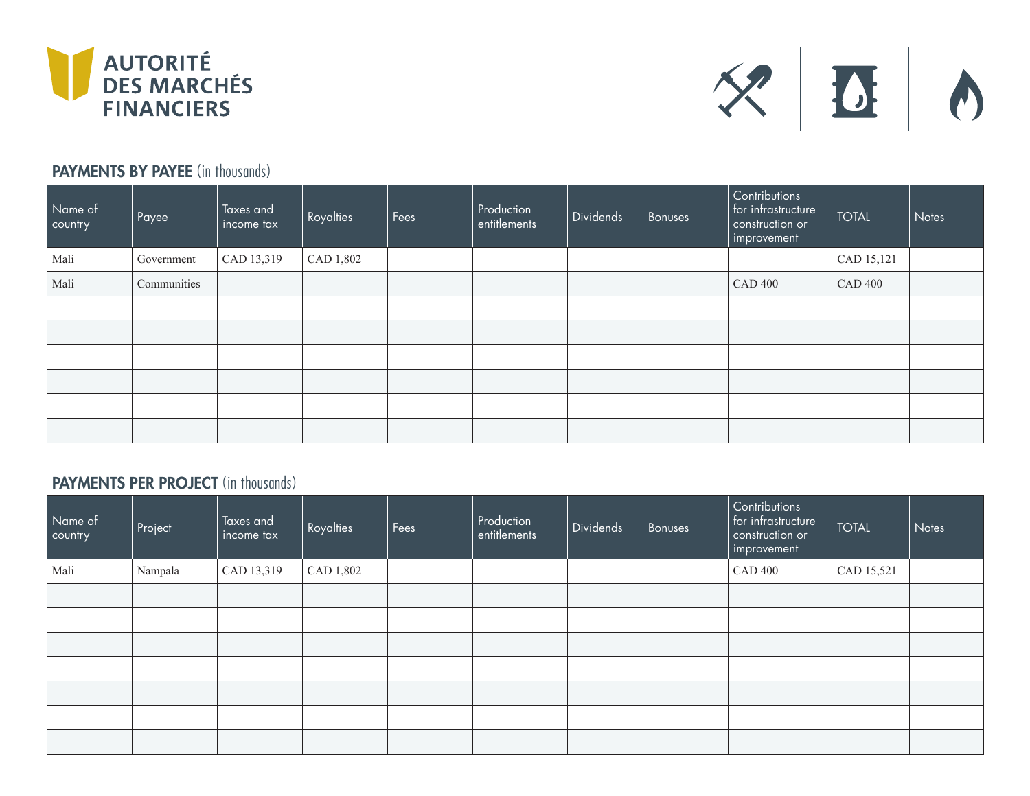AUTORITÉ DES MARCHÉS FINANCIERS

## PAYMENTS BY PAYEE (in thousands)

| Name of country | Payee | Taxes and income tax | Royalties | Fees | Production entitlements | Dividends | Bonuses | Contributions for infrastructure construction or improvement | TOTAL | Notes |
|---|---|---|---|---|---|---|---|---|---|---|
| Mali | Government | CAD 13,319 | CAD 1,802 | | | | | | CAD 15,121 | |
| Mali | Communities | | | | | | | CAD 400 | CAD 400 | |
| | | | | | | | | | | |
| | | | | | | | | | | |
| | | | | | | | | | | |
| | | | | | | | | | | |
| | | | | | | | | | | |
| | | | | | | | | | | |

## PAYMENTS PER PROJECT (in thousands)

| Name of country | Project | Taxes and income tax | Royalties | Fees | Production entitlements | Dividends | Bonuses | Contributions for infrastructure construction or improvement | TOTAL | Notes |
|---|---|---|---|---|---|---|---|---|---|---|
| Mali | Nampala | CAD 13,319 | CAD 1,802 | | | | | CAD 400 | CAD 15,521 | |
| | | | | | | | | | | |
| | | | | | | | | | | |
| | | | | | | | | | | |
| | | | | | | | | | | |
| | | | | | | | | | | |
| | | | | | | | | | | |
| | | | | | | | | | | |